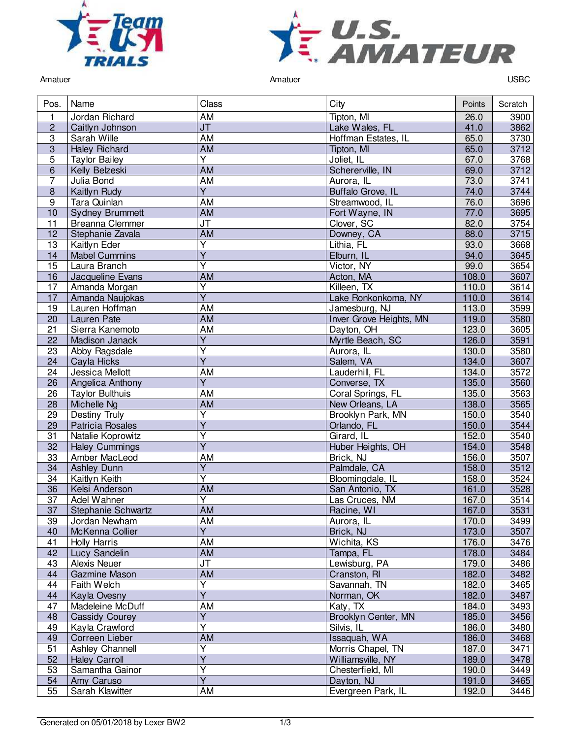Amatuer | Amatuer | USBC

| Pos. | Name | Class | City | Points | Scratch |
|---|---|---|---|---|---|
| 1 | Jordan Richard | AM | Tipton, MI | 26.0 | 3900 |
| 2 | Caitlyn Johnson | JT | Lake Wales, FL | 41.0 | 3862 |
| 3 | Sarah Wille | AM | Hoffman Estates, IL | 65.0 | 3730 |
| 3 | Haley Richard | AM | Tipton, MI | 65.0 | 3712 |
| 5 | Taylor Bailey | Y | Joliet, IL | 67.0 | 3768 |
| 6 | Kelly Belzeski | AM | Schererville, IN | 69.0 | 3712 |
| 7 | Julia Bond | AM | Aurora, IL | 73.0 | 3741 |
| 8 | Kaitlyn Rudy | Y | Buffalo Grove, IL | 74.0 | 3744 |
| 9 | Tara Quinlan | AM | Streamwood, IL | 76.0 | 3696 |
| 10 | Sydney Brummett | AM | Fort Wayne, IN | 77.0 | 3695 |
| 11 | Breanna Clemmer | JT | Clover, SC | 82.0 | 3754 |
| 12 | Stephanie Zavala | AM | Downey, CA | 88.0 | 3715 |
| 13 | Kaitlyn Eder | Y | Lithia, FL | 93.0 | 3668 |
| 14 | Mabel Cummins | Y | Elburn, IL | 94.0 | 3645 |
| 15 | Laura Branch | Y | Victor, NY | 99.0 | 3654 |
| 16 | Jacqueline Evans | AM | Acton, MA | 108.0 | 3607 |
| 17 | Amanda Morgan | Y | Killeen, TX | 110.0 | 3614 |
| 17 | Amanda Naujokas | Y | Lake Ronkonkoma, NY | 110.0 | 3614 |
| 19 | Lauren Hoffman | AM | Jamesburg, NJ | 113.0 | 3599 |
| 20 | Lauren Pate | AM | Inver Grove Heights, MN | 119.0 | 3580 |
| 21 | Sierra Kanemoto | AM | Dayton, OH | 123.0 | 3605 |
| 22 | Madison Janack | Y | Myrtle Beach, SC | 126.0 | 3591 |
| 23 | Abby Ragsdale | Y | Aurora, IL | 130.0 | 3580 |
| 24 | Cayla Hicks | Y | Salem, VA | 134.0 | 3607 |
| 24 | Jessica Mellott | AM | Lauderhill, FL | 134.0 | 3572 |
| 26 | Angelica Anthony | Y | Converse, TX | 135.0 | 3560 |
| 26 | Taylor Bulthuis | AM | Coral Springs, FL | 135.0 | 3563 |
| 28 | Michelle Ng | AM | New Orleans, LA | 138.0 | 3565 |
| 29 | Destiny Truly | Y | Brooklyn Park, MN | 150.0 | 3540 |
| 29 | Patricia Rosales | Y | Orlando, FL | 150.0 | 3544 |
| 31 | Natalie Koprowitz | Y | Girard, IL | 152.0 | 3540 |
| 32 | Haley Cummings | Y | Huber Heights, OH | 154.0 | 3548 |
| 33 | Amber MacLeod | AM | Brick, NJ | 156.0 | 3507 |
| 34 | Ashley Dunn | Y | Palmdale, CA | 158.0 | 3512 |
| 34 | Kaitlyn Keith | Y | Bloomingdale, IL | 158.0 | 3524 |
| 36 | Kelsi Anderson | AM | San Antonio, TX | 161.0 | 3528 |
| 37 | Adel Wahner | Y | Las Cruces, NM | 167.0 | 3514 |
| 37 | Stephanie Schwartz | AM | Racine, WI | 167.0 | 3531 |
| 39 | Jordan Newham | AM | Aurora, IL | 170.0 | 3499 |
| 40 | McKenna Collier | Y | Brick, NJ | 173.0 | 3507 |
| 41 | Holly Harris | AM | Wichita, KS | 176.0 | 3476 |
| 42 | Lucy Sandelin | AM | Tampa, FL | 178.0 | 3484 |
| 43 | Alexis Neuer | JT | Lewisburg, PA | 179.0 | 3486 |
| 44 | Gazmine Mason | AM | Cranston, RI | 182.0 | 3482 |
| 44 | Faith Welch | Y | Savannah, TN | 182.0 | 3465 |
| 44 | Kayla Ovesny | Y | Norman, OK | 182.0 | 3487 |
| 47 | Madeleine McDuff | AM | Katy, TX | 184.0 | 3493 |
| 48 | Cassidy Courey | Y | Brooklyn Center, MN | 185.0 | 3456 |
| 49 | Kayla Crawford | Y | Silvis, IL | 186.0 | 3480 |
| 49 | Correen Lieber | AM | Issaquah, WA | 186.0 | 3468 |
| 51 | Ashley Channell | Y | Morris Chapel, TN | 187.0 | 3471 |
| 52 | Haley Carroll | Y | Williamsville, NY | 189.0 | 3478 |
| 53 | Samantha Gainor | Y | Chesterfield, MI | 190.0 | 3449 |
| 54 | Amy Caruso | Y | Dayton, NJ | 191.0 | 3465 |
| 55 | Sarah Klawitter | AM | Evergreen Park, IL | 192.0 | 3446 |

Generated on 05/01/2018 by Lexer BW2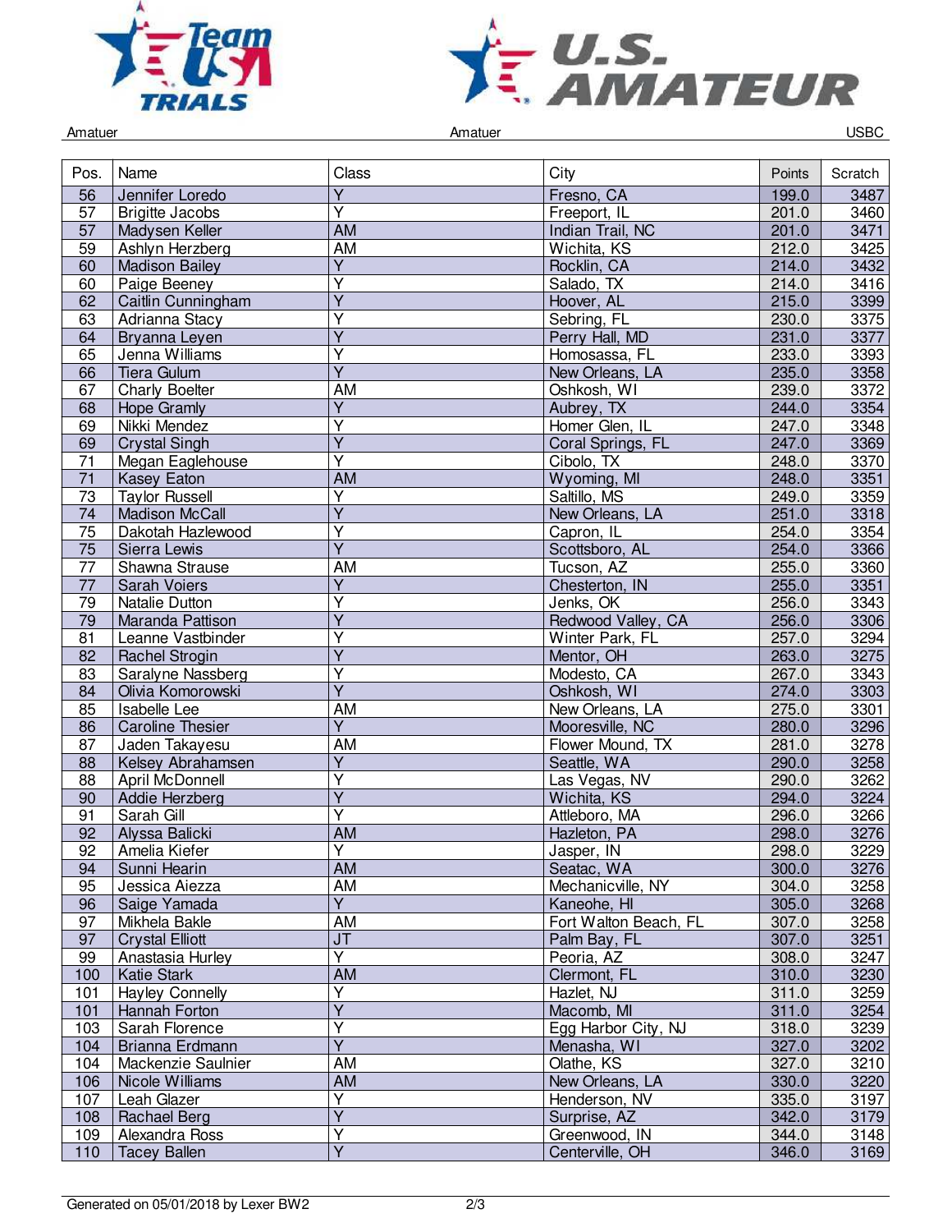Amatuer | Amatuer | USBC

| Pos. | Name | Class | City | Points | Scratch |
|---|---|---|---|---|---|
| 56 | Jennifer Loredo | Y | Fresno, CA | 199.0 | 3487 |
| 57 | Brigitte Jacobs | Y | Freeport, IL | 201.0 | 3460 |
| 57 | Madysen Keller | AM | Indian Trail, NC | 201.0 | 3471 |
| 59 | Ashlyn Herzberg | AM | Wichita, KS | 212.0 | 3425 |
| 60 | Madison Bailey | Y | Rocklin, CA | 214.0 | 3432 |
| 60 | Paige Beeney | Y | Salado, TX | 214.0 | 3416 |
| 62 | Caitlin Cunningham | Y | Hoover, AL | 215.0 | 3399 |
| 63 | Adrianna Stacy | Y | Sebring, FL | 230.0 | 3375 |
| 64 | Bryanna Leyen | Y | Perry Hall, MD | 231.0 | 3377 |
| 65 | Jenna Williams | Y | Homosassa, FL | 233.0 | 3393 |
| 66 | Tiera Gulum | Y | New Orleans, LA | 235.0 | 3358 |
| 67 | Charly Boelter | AM | Oshkosh, WI | 239.0 | 3372 |
| 68 | Hope Gramly | Y | Aubrey, TX | 244.0 | 3354 |
| 69 | Nikki Mendez | Y | Homer Glen, IL | 247.0 | 3348 |
| 69 | Crystal Singh | Y | Coral Springs, FL | 247.0 | 3369 |
| 71 | Megan Eaglehouse | Y | Cibolo, TX | 248.0 | 3370 |
| 71 | Kasey Eaton | AM | Wyoming, MI | 248.0 | 3351 |
| 73 | Taylor Russell | Y | Saltillo, MS | 249.0 | 3359 |
| 74 | Madison McCall | Y | New Orleans, LA | 251.0 | 3318 |
| 75 | Dakotah Hazlewood | Y | Capron, IL | 254.0 | 3354 |
| 75 | Sierra Lewis | Y | Scottsboro, AL | 254.0 | 3366 |
| 77 | Shawna Strause | AM | Tucson, AZ | 255.0 | 3360 |
| 77 | Sarah Voiers | Y | Chesterton, IN | 255.0 | 3351 |
| 79 | Natalie Dutton | Y | Jenks, OK | 256.0 | 3343 |
| 79 | Maranda Pattison | Y | Redwood Valley, CA | 256.0 | 3306 |
| 81 | Leanne Vastbinder | Y | Winter Park, FL | 257.0 | 3294 |
| 82 | Rachel Strogin | Y | Mentor, OH | 263.0 | 3275 |
| 83 | Saralyne Nassberg | Y | Modesto, CA | 267.0 | 3343 |
| 84 | Olivia Komorowski | Y | Oshkosh, WI | 274.0 | 3303 |
| 85 | Isabelle Lee | AM | New Orleans, LA | 275.0 | 3301 |
| 86 | Caroline Thesier | Y | Mooresville, NC | 280.0 | 3296 |
| 87 | Jaden Takayesu | AM | Flower Mound, TX | 281.0 | 3278 |
| 88 | Kelsey Abrahamsen | Y | Seattle, WA | 290.0 | 3258 |
| 88 | April McDonnell | Y | Las Vegas, NV | 290.0 | 3262 |
| 90 | Addie Herzberg | Y | Wichita, KS | 294.0 | 3224 |
| 91 | Sarah Gill | Y | Attleboro, MA | 296.0 | 3266 |
| 92 | Alyssa Balicki | AM | Hazleton, PA | 298.0 | 3276 |
| 92 | Amelia Kiefer | Y | Jasper, IN | 298.0 | 3229 |
| 94 | Sunni Hearin | AM | Seatac, WA | 300.0 | 3276 |
| 95 | Jessica Aiezza | AM | Mechanicville, NY | 304.0 | 3258 |
| 96 | Saige Yamada | Y | Kaneohe, HI | 305.0 | 3268 |
| 97 | Mikhela Bakle | AM | Fort Walton Beach, FL | 307.0 | 3258 |
| 97 | Crystal Elliott | JT | Palm Bay, FL | 307.0 | 3251 |
| 99 | Anastasia Hurley | Y | Peoria, AZ | 308.0 | 3247 |
| 100 | Katie Stark | AM | Clermont, FL | 310.0 | 3230 |
| 101 | Hayley Connelly | Y | Hazlet, NJ | 311.0 | 3259 |
| 101 | Hannah Forton | Y | Macomb, MI | 311.0 | 3254 |
| 103 | Sarah Florence | Y | Egg Harbor City, NJ | 318.0 | 3239 |
| 104 | Brianna Erdmann | Y | Menasha, WI | 327.0 | 3202 |
| 104 | Mackenzie Saulnier | AM | Olathe, KS | 327.0 | 3210 |
| 106 | Nicole Williams | AM | New Orleans, LA | 330.0 | 3220 |
| 107 | Leah Glazer | Y | Henderson, NV | 335.0 | 3197 |
| 108 | Rachael Berg | Y | Surprise, AZ | 342.0 | 3179 |
| 109 | Alexandra Ross | Y | Greenwood, IN | 344.0 | 3148 |
| 110 | Tacey Ballen | Y | Centerville, OH | 346.0 | 3169 |

Generated on 05/01/2018 by Lexer BW2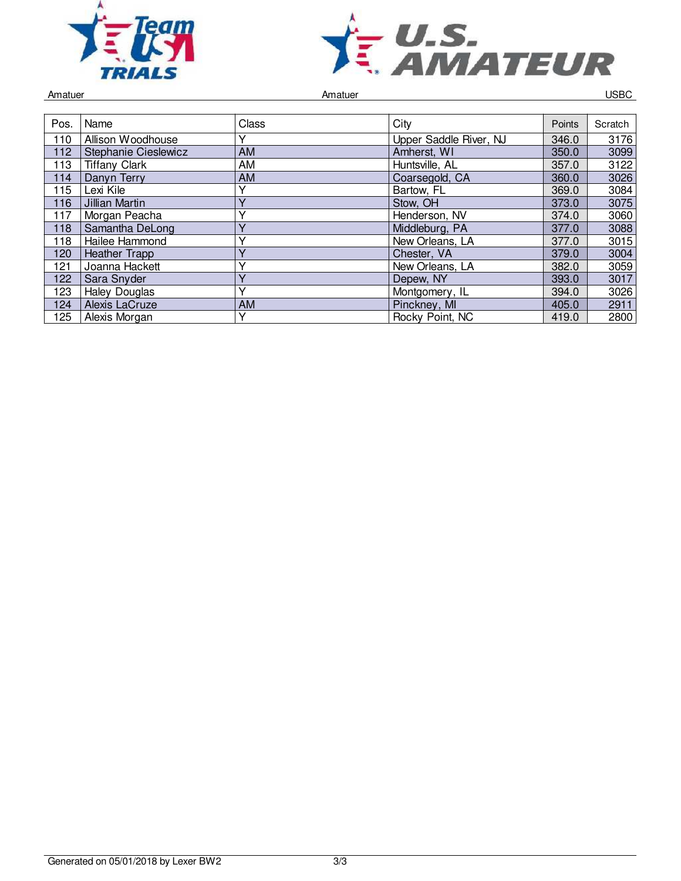| Pos. | Name | Class | City | Points | Scratch |
|---|---|---|---|---|---|
| 110 | Allison Woodhouse | Y | Upper Saddle River, NJ | 346.0 | 3176 |
| 112 | Stephanie Cieslewicz | AM | Amherst, WI | 350.0 | 3099 |
| 113 | Tiffany Clark | AM | Huntsville, AL | 357.0 | 3122 |
| 114 | Danyn Terry | AM | Coarsegold, CA | 360.0 | 3026 |
| 115 | Lexi Kile | Y | Bartow, FL | 369.0 | 3084 |
| 116 | Jillian Martin | Y | Stow, OH | 373.0 | 3075 |
| 117 | Morgan Peacha | Y | Henderson, NV | 374.0 | 3060 |
| 118 | Samantha DeLong | Y | Middleburg, PA | 377.0 | 3088 |
| 118 | Hailee Hammond | Y | New Orleans, LA | 377.0 | 3015 |
| 120 | Heather Trapp | Y | Chester, VA | 379.0 | 3004 |
| 121 | Joanna Hackett | Y | New Orleans, LA | 382.0 | 3059 |
| 122 | Sara Snyder | Y | Depew, NY | 393.0 | 3017 |
| 123 | Haley Douglas | Y | Montgomery, IL | 394.0 | 3026 |
| 124 | Alexis LaCruze | AM | Pinckney, MI | 405.0 | 2911 |
| 125 | Alexis Morgan | Y | Rocky Point, NC | 419.0 | 2800 |

Generated on 05/01/2018 by Lexer BW2